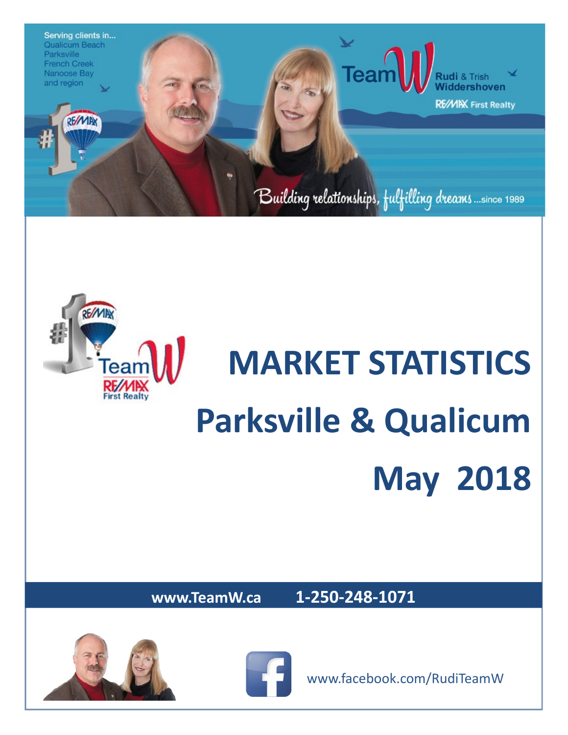Serving clients in...
Qualicum Beach
Parksville
French Creek
Nanoose Bay
and region

Team W Rudi & Trish Widdershoven

RE/MAX First Realty

*Building relationships, fulfilling dreams ...since 1989*

# MARKET STATISTICS

# Parksville & Qualicum

# May 2018

**www.TeamW.ca** **1-250-248-1071**

www.facebook.com/RudiTeamW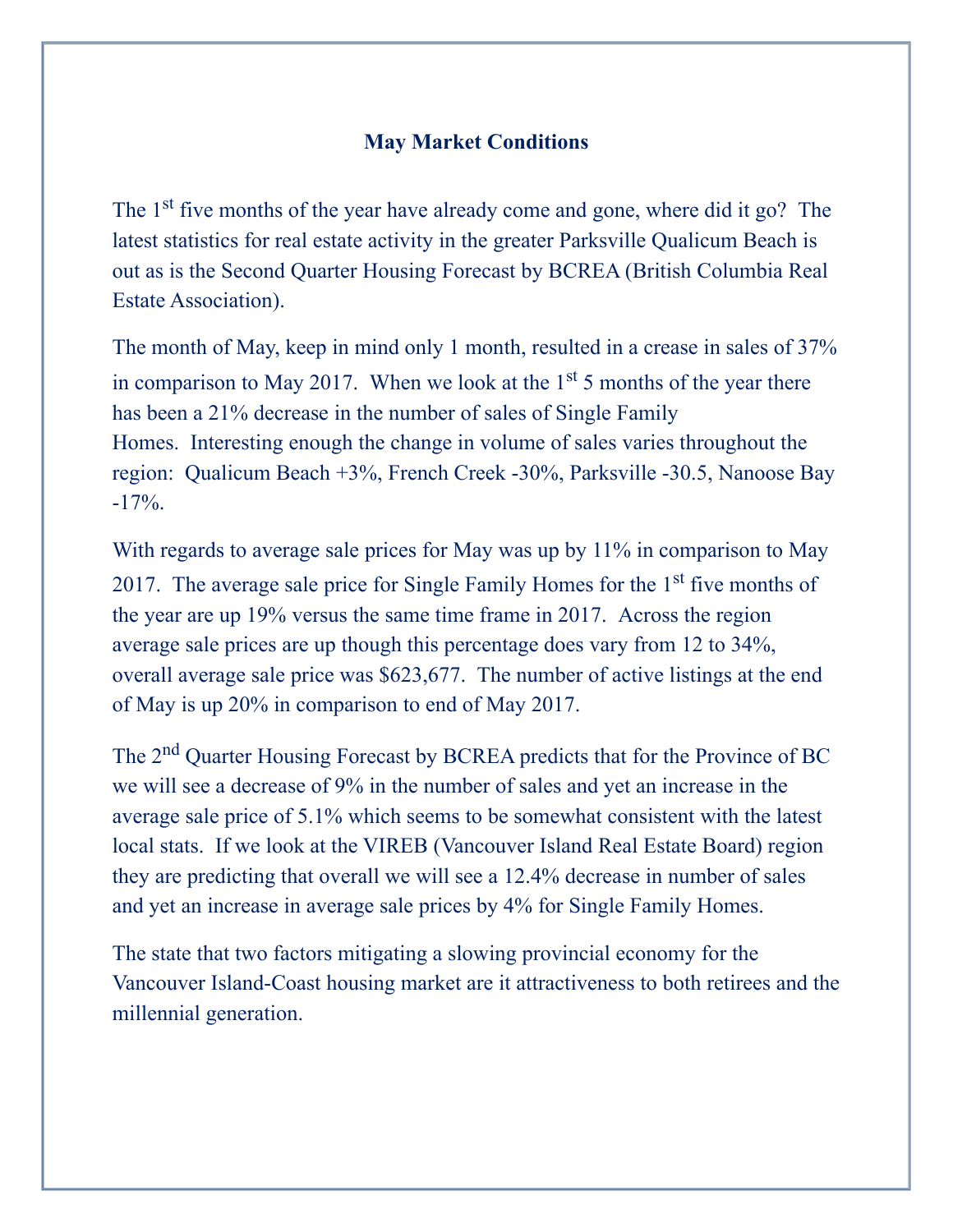# May Market Conditions

The 1st five months of the year have already come and gone, where did it go? The latest statistics for real estate activity in the greater Parksville Qualicum Beach is out as is the Second Quarter Housing Forecast by BCREA (British Columbia Real Estate Association).

The month of May, keep in mind only 1 month, resulted in a crease in sales of 37% in comparison to May 2017. When we look at the 1st 5 months of the year there has been a 21% decrease in the number of sales of Single Family Homes. Interesting enough the change in volume of sales varies throughout the region: Qualicum Beach +3%, French Creek -30%, Parksville -30.5, Nanoose Bay -17%.

With regards to average sale prices for May was up by 11% in comparison to May 2017. The average sale price for Single Family Homes for the 1st five months of the year are up 19% versus the same time frame in 2017. Across the region average sale prices are up though this percentage does vary from 12 to 34%, overall average sale price was $623,677. The number of active listings at the end of May is up 20% in comparison to end of May 2017.

The 2nd Quarter Housing Forecast by BCREA predicts that for the Province of BC we will see a decrease of 9% in the number of sales and yet an increase in the average sale price of 5.1% which seems to be somewhat consistent with the latest local stats. If we look at the VIREB (Vancouver Island Real Estate Board) region they are predicting that overall we will see a 12.4% decrease in number of sales and yet an increase in average sale prices by 4% for Single Family Homes.

The state that two factors mitigating a slowing provincial economy for the Vancouver Island-Coast housing market are it attractiveness to both retirees and the millennial generation.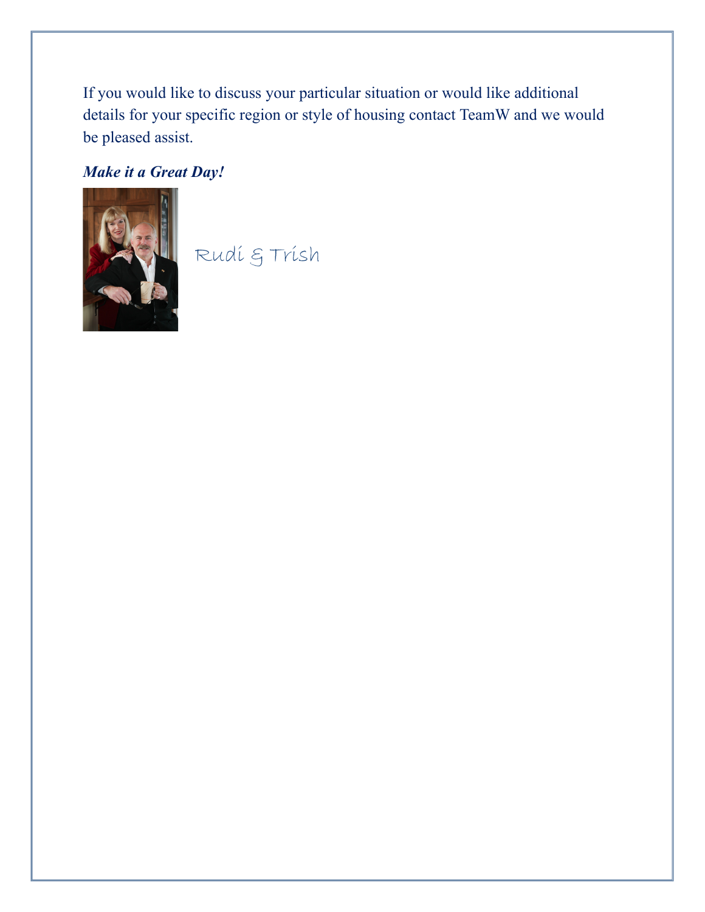If you would like to discuss your particular situation or would like additional details for your specific region or style of housing contact TeamW and we would be pleased assist.

***Make it a Great Day!***

Rudi & Trish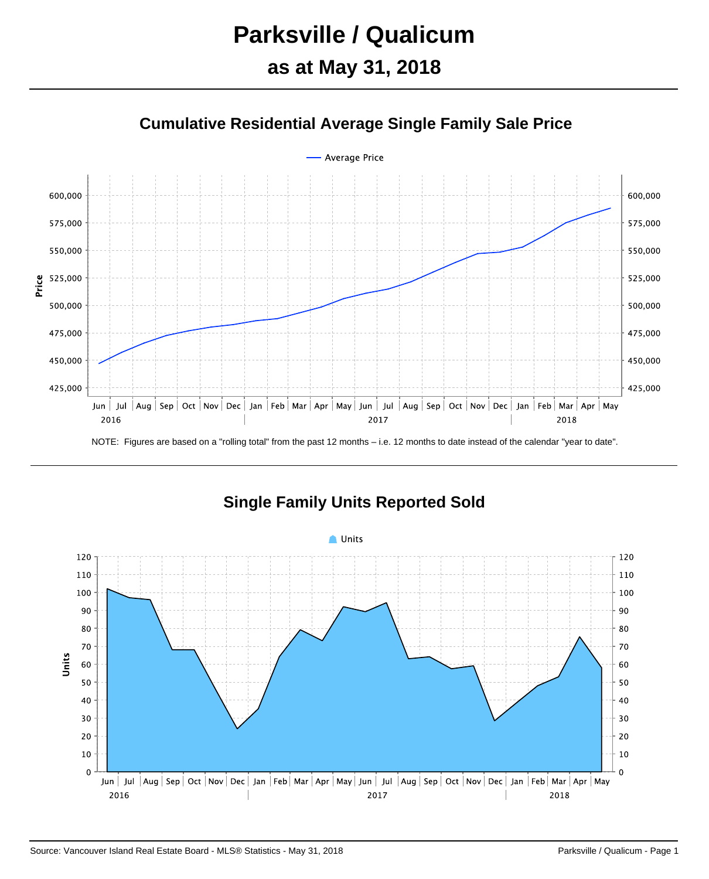# Parksville / Qualicum

## as at May 31, 2018

### Cumulative Residential Average Single Family Sale Price

NOTE: Figures are based on a "rolling total" from the past 12 months – i.e. 12 months to date instead of the calendar "year to date".

### Single Family Units Reported Sold

Source: Vancouver Island Real Estate Board - MLS® Statistics - May 31, 2018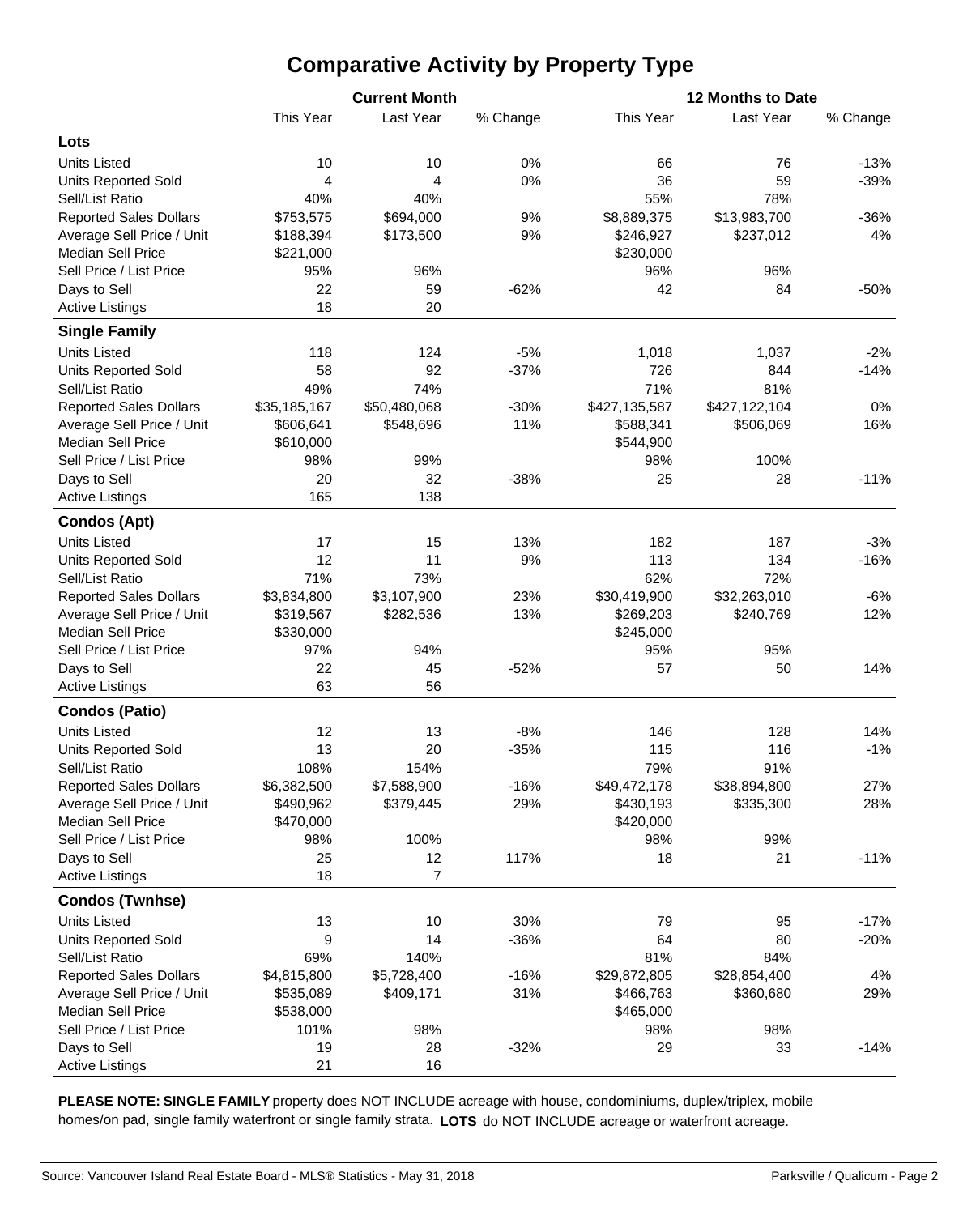# Comparative Activity by Property Type

| | Current Month | | | 12 Months to Date | | |
|---|---|---|---|---|---|---|
| | This Year | Last Year | % Change | This Year | Last Year | % Change |
| **Lots** | | | | | | |
| Units Listed | 10 | 10 | 0% | 66 | 76 | -13% |
| Units Reported Sold | 4 | 4 | 0% | 36 | 59 | -39% |
| Sell/List Ratio | 40% | 40% | | 55% | 78% | |
| Reported Sales Dollars | $753,575 | $694,000 | 9% | $8,889,375 | $13,983,700 | -36% |
| Average Sell Price / Unit | $188,394 | $173,500 | 9% | $246,927 | $237,012 | 4% |
| Median Sell Price | $221,000 | | | $230,000 | | |
| Sell Price / List Price | 95% | 96% | | 96% | 96% | |
| Days to Sell | 22 | 59 | -62% | 42 | 84 | -50% |
| Active Listings | 18 | 20 | | | | |
| **Single Family** | | | | | | |
| Units Listed | 118 | 124 | -5% | 1,018 | 1,037 | -2% |
| Units Reported Sold | 58 | 92 | -37% | 726 | 844 | -14% |
| Sell/List Ratio | 49% | 74% | | 71% | 81% | |
| Reported Sales Dollars | $35,185,167 | $50,480,068 | -30% | $427,135,587 | $427,122,104 | 0% |
| Average Sell Price / Unit | $606,641 | $548,696 | 11% | $588,341 | $506,069 | 16% |
| Median Sell Price | $610,000 | | | $544,900 | | |
| Sell Price / List Price | 98% | 99% | | 98% | 100% | |
| Days to Sell | 20 | 32 | -38% | 25 | 28 | -11% |
| Active Listings | 165 | 138 | | | | |
| **Condos (Apt)** | | | | | | |
| Units Listed | 17 | 15 | 13% | 182 | 187 | -3% |
| Units Reported Sold | 12 | 11 | 9% | 113 | 134 | -16% |
| Sell/List Ratio | 71% | 73% | | 62% | 72% | |
| Reported Sales Dollars | $3,834,800 | $3,107,900 | 23% | $30,419,900 | $32,263,010 | -6% |
| Average Sell Price / Unit | $319,567 | $282,536 | 13% | $269,203 | $240,769 | 12% |
| Median Sell Price | $330,000 | | | $245,000 | | |
| Sell Price / List Price | 97% | 94% | | 95% | 95% | |
| Days to Sell | 22 | 45 | -52% | 57 | 50 | 14% |
| Active Listings | 63 | 56 | | | | |
| **Condos (Patio)** | | | | | | |
| Units Listed | 12 | 13 | -8% | 146 | 128 | 14% |
| Units Reported Sold | 13 | 20 | -35% | 115 | 116 | -1% |
| Sell/List Ratio | 108% | 154% | | 79% | 91% | |
| Reported Sales Dollars | $6,382,500 | $7,588,900 | -16% | $49,472,178 | $38,894,800 | 27% |
| Average Sell Price / Unit | $490,962 | $379,445 | 29% | $430,193 | $335,300 | 28% |
| Median Sell Price | $470,000 | | | $420,000 | | |
| Sell Price / List Price | 98% | 100% | | 98% | 99% | |
| Days to Sell | 25 | 12 | 117% | 18 | 21 | -11% |
| Active Listings | 18 | 7 | | | | |
| **Condos (Twnhse)** | | | | | | |
| Units Listed | 13 | 10 | 30% | 79 | 95 | -17% |
| Units Reported Sold | 9 | 14 | -36% | 64 | 80 | -20% |
| Sell/List Ratio | 69% | 140% | | 81% | 84% | |
| Reported Sales Dollars | $4,815,800 | $5,728,400 | -16% | $29,872,805 | $28,854,400 | 4% |
| Average Sell Price / Unit | $535,089 | $409,171 | 31% | $466,763 | $360,680 | 29% |
| Median Sell Price | $538,000 | | | $465,000 | | |
| Sell Price / List Price | 101% | 98% | | 98% | 98% | |
| Days to Sell | 19 | 28 | -32% | 29 | 33 | -14% |
| Active Listings | 21 | 16 | | | | |

**PLEASE NOTE: SINGLE FAMILY** property does NOT INCLUDE acreage with house, condominiums, duplex/triplex, mobile homes/on pad, single family waterfront or single family strata. **LOTS** do NOT INCLUDE acreage or waterfront acreage.

Source: Vancouver Island Real Estate Board - MLS® Statistics - May 31, 2018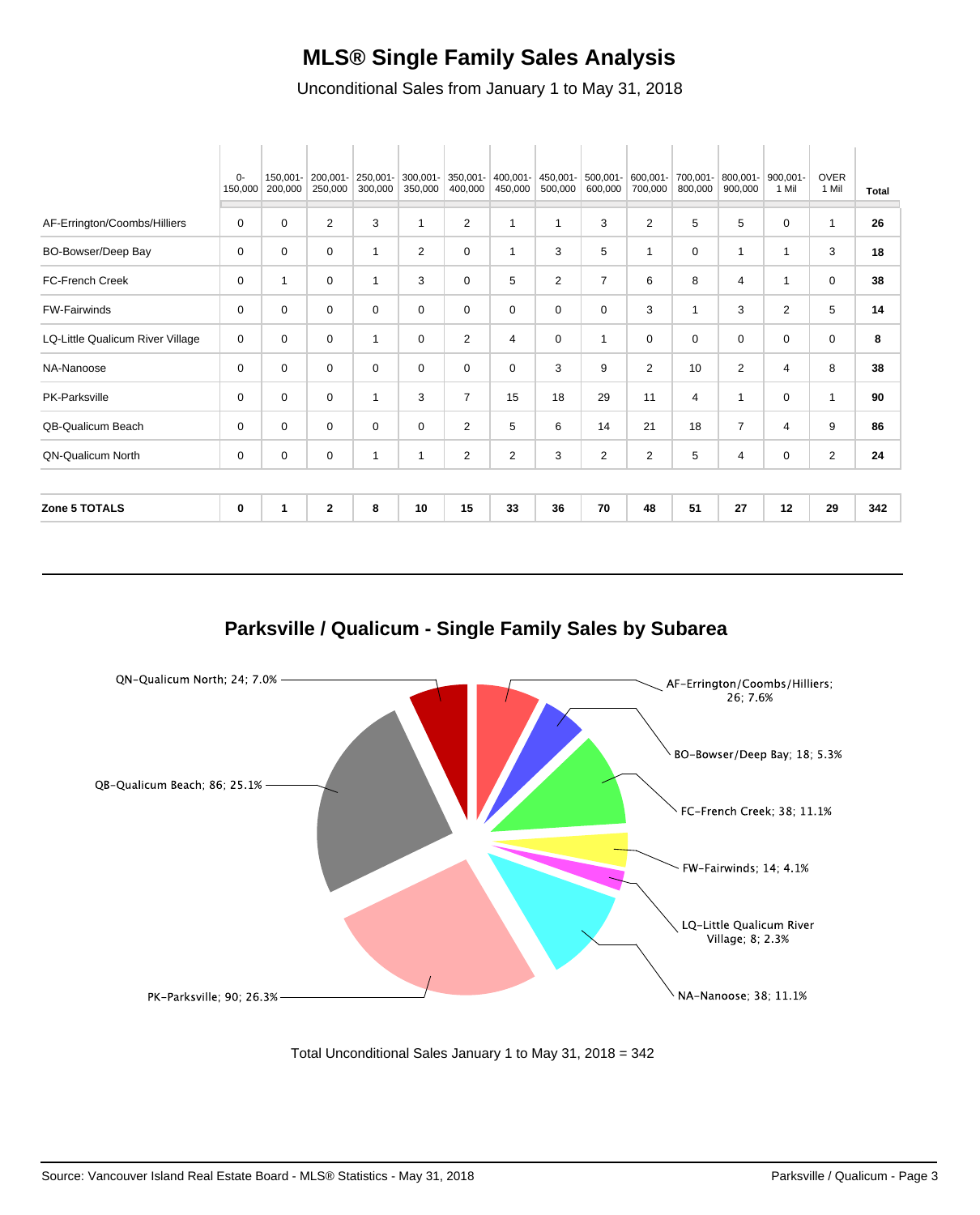# MLS® Single Family Sales Analysis

Unconditional Sales from January 1 to May 31, 2018

| | 0-150,000 | 150,001-200,000 | 200,001-250,000 | 250,001-300,000 | 300,001-350,000 | 350,001-400,000 | 400,001-450,000 | 450,001-500,000 | 500,001-600,000 | 600,001-700,000 | 700,001-800,000 | 800,001-900,000 | 900,001-1 Mil | OVER 1 Mil | Total |
|---|---|---|---|---|---|---|---|---|---|---|---|---|---|---|---|
| AF-Errington/Coombs/Hilliers | 0 | 0 | 2 | 3 | 1 | 2 | 1 | 1 | 3 | 2 | 5 | 5 | 0 | 1 | **26** |
| BO-Bowser/Deep Bay | 0 | 0 | 0 | 1 | 2 | 0 | 1 | 3 | 5 | 1 | 0 | 1 | 1 | 3 | **18** |
| FC-French Creek | 0 | 1 | 0 | 1 | 3 | 0 | 5 | 2 | 7 | 6 | 8 | 4 | 1 | 0 | **38** |
| FW-Fairwinds | 0 | 0 | 0 | 0 | 0 | 0 | 0 | 0 | 0 | 3 | 1 | 3 | 2 | 5 | **14** |
| LQ-Little Qualicum River Village | 0 | 0 | 0 | 1 | 0 | 2 | 4 | 0 | 1 | 0 | 0 | 0 | 0 | 0 | **8** |
| NA-Nanoose | 0 | 0 | 0 | 0 | 0 | 0 | 0 | 3 | 9 | 2 | 10 | 2 | 4 | 8 | **38** |
| PK-Parksville | 0 | 0 | 0 | 1 | 3 | 7 | 15 | 18 | 29 | 11 | 4 | 1 | 0 | 1 | **90** |
| QB-Qualicum Beach | 0 | 0 | 0 | 0 | 0 | 2 | 5 | 6 | 14 | 21 | 18 | 7 | 4 | 9 | **86** |
| QN-Qualicum North | 0 | 0 | 0 | 1 | 1 | 2 | 2 | 3 | 2 | 2 | 5 | 4 | 0 | 2 | **24** |
| **Zone 5 TOTALS** | **0** | **1** | **2** | **8** | **10** | **15** | **33** | **36** | **70** | **48** | **51** | **27** | **12** | **29** | **342** |

## Parksville / Qualicum - Single Family Sales by Subarea

QN-Qualicum North; 24; 7.0%
AF-Errington/Coombs/Hilliers; 26; 7.6%
BO-Bowser/Deep Bay; 18; 5.3%
FC-French Creek; 38; 11.1%
FW-Fairwinds; 14; 4.1%
LQ-Little Qualicum River Village; 8; 2.3%
NA-Nanoose; 38; 11.1%
PK-Parksville; 90; 26.3%
QB-Qualicum Beach; 86; 25.1%

Total Unconditional Sales January 1 to May 31, 2018 = 342

Source: Vancouver Island Real Estate Board - MLS® Statistics - May 31, 2018